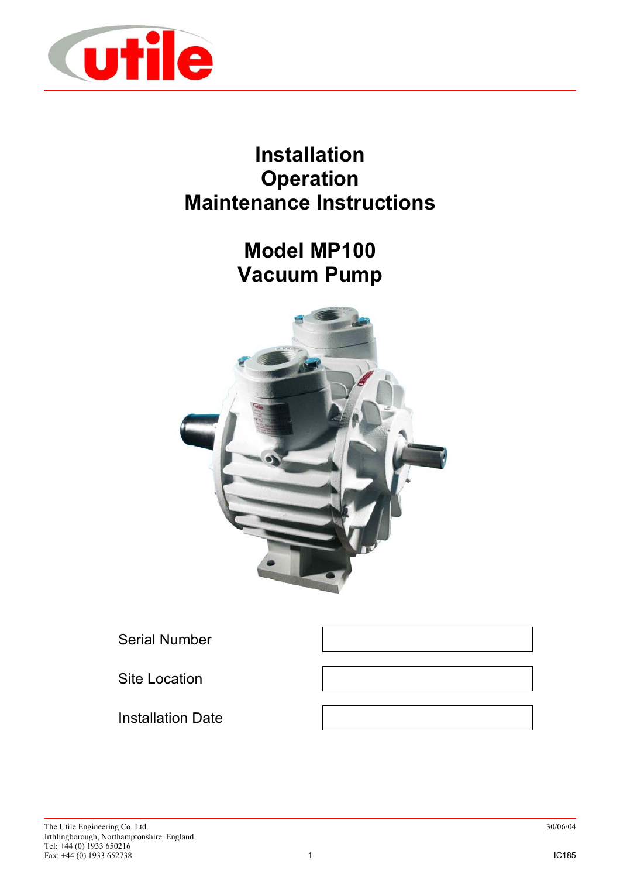# Installation
# Operation
# Maintenance Instructions

## Model MP100
## Vacuum Pump

| | |
|---|---|
| Serial Number | |
| Site Location | |
| Installation Date | |

The Utile Engineering Co. Ltd.
Irthlingborough, Northamptonshire. England
Tel: +44 (0) 1933 650216
Fax: +44 (0) 1933 652738

30/06/04

IC185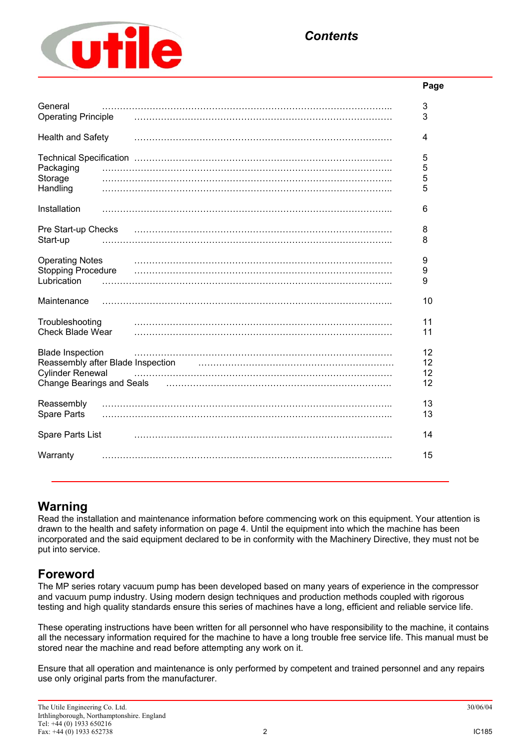## Contents

| | Page |
|---|---|
| General | 3 |
| Operating Principle | 3 |
| Health and Safety | 4 |
| Technical Specification | 5 |
| Packaging | 5 |
| Storage | 5 |
| Handling | 5 |
| Installation | 6 |
| Pre Start-up Checks | 8 |
| Start-up | 8 |
| Operating Notes | 9 |
| Stopping Procedure | 9 |
| Lubrication | 9 |
| Maintenance | 10 |
| Troubleshooting | 11 |
| Check Blade Wear | 11 |
| Blade Inspection | 12 |
| Reassembly after Blade Inspection | 12 |
| Cylinder Renewal | 12 |
| Change Bearings and Seals | 12 |
| Reassembly | 13 |
| Spare Parts | 13 |
| Spare Parts List | 14 |
| Warranty | 15 |

## Warning

Read the installation and maintenance information before commencing work on this equipment. Your attention is drawn to the health and safety information on page 4. Until the equipment into which the machine has been incorporated and the said equipment declared to be in conformity with the Machinery Directive, they must not be put into service.

## Foreword

The MP series rotary vacuum pump has been developed based on many years of experience in the compressor and vacuum pump industry. Using modern design techniques and production methods coupled with rigorous testing and high quality standards ensure this series of machines have a long, efficient and reliable service life.

These operating instructions have been written for all personnel who have responsibility to the machine, it contains all the necessary information required for the machine to have a long trouble free service life. This manual must be stored near the machine and read before attempting any work on it.

Ensure that all operation and maintenance is only performed by competent and trained personnel and any repairs use only original parts from the manufacturer.

The Utile Engineering Co. Ltd.
Irthlingborough, Northamptonshire. England
Tel: +44 (0) 1933 650216
Fax: +44 (0) 1933 652738

30/06/04

IC185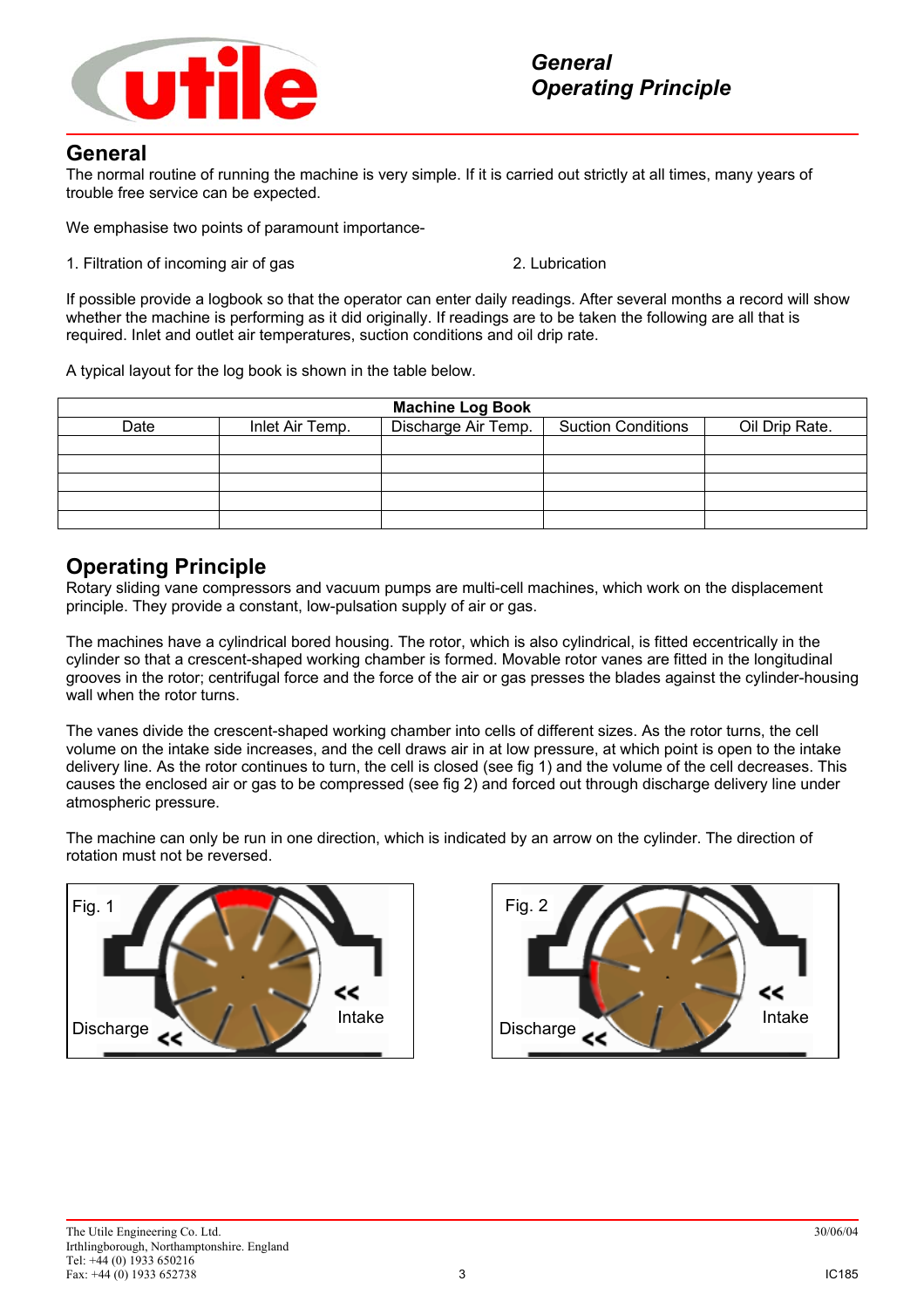## General

The normal routine of running the machine is very simple. If it is carried out strictly at all times, many years of trouble free service can be expected.

We emphasise two points of paramount importance-

1. Filtration of incoming air of gas
2. Lubrication

If possible provide a logbook so that the operator can enter daily readings. After several months a record will show whether the machine is performing as it did originally. If readings are to be taken the following are all that is required. Inlet and outlet air temperatures, suction conditions and oil drip rate.

A typical layout for the log book is shown in the table below.

| Machine Log Book | | | | |
|---|---|---|---|---|
| Date | Inlet Air Temp. | Discharge Air Temp. | Suction Conditions | Oil Drip Rate. |
| | | | | |
| | | | | |
| | | | | |
| | | | | |
| | | | | |

## Operating Principle

Rotary sliding vane compressors and vacuum pumps are multi-cell machines, which work on the displacement principle. They provide a constant, low-pulsation supply of air or gas.

The machines have a cylindrical bored housing. The rotor, which is also cylindrical, is fitted eccentrically in the cylinder so that a crescent-shaped working chamber is formed. Movable rotor vanes are fitted in the longitudinal grooves in the rotor; centrifugal force and the force of the air or gas presses the blades against the cylinder-housing wall when the rotor turns.

The vanes divide the crescent-shaped working chamber into cells of different sizes. As the rotor turns, the cell volume on the intake side increases, and the cell draws air in at low pressure, at which point is open to the intake delivery line. As the rotor continues to turn, the cell is closed (see fig 1) and the volume of the cell decreases. This causes the enclosed air or gas to be compressed (see fig 2) and forced out through discharge delivery line under atmospheric pressure.

The machine can only be run in one direction, which is indicated by an arrow on the cylinder. The direction of rotation must not be reversed.

Fig. 1 — Discharge << Intake <<

Fig. 2 — Discharge << Intake <<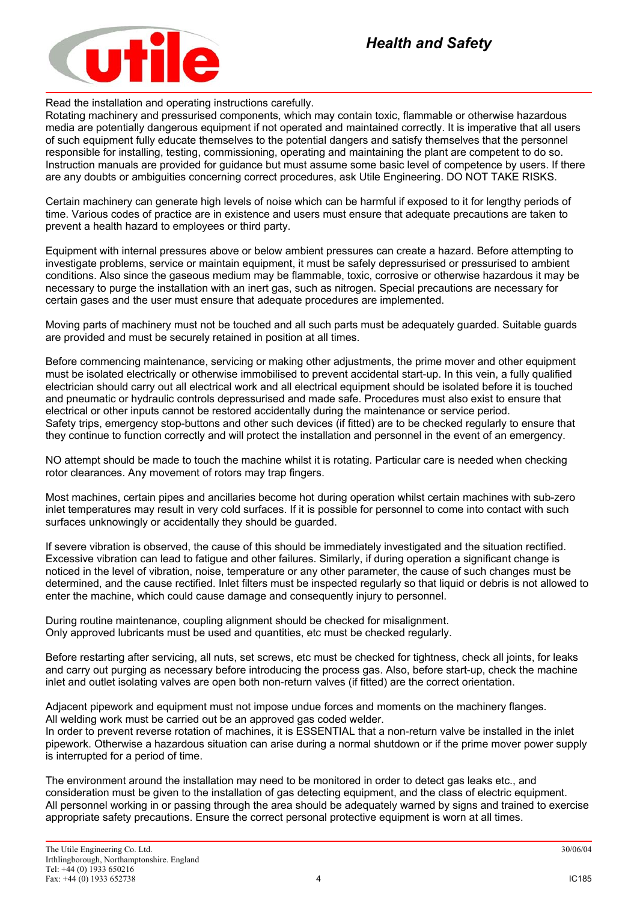# Health and Safety

Read the installation and operating instructions carefully.
Rotating machinery and pressurised components, which may contain toxic, flammable or otherwise hazardous media are potentially dangerous equipment if not operated and maintained correctly. It is imperative that all users of such equipment fully educate themselves to the potential dangers and satisfy themselves that the personnel responsible for installing, testing, commissioning, operating and maintaining the plant are competent to do so. Instruction manuals are provided for guidance but must assume some basic level of competence by users. If there are any doubts or ambiguities concerning correct procedures, ask Utile Engineering. DO NOT TAKE RISKS.

Certain machinery can generate high levels of noise which can be harmful if exposed to it for lengthy periods of time. Various codes of practice are in existence and users must ensure that adequate precautions are taken to prevent a health hazard to employees or third party.

Equipment with internal pressures above or below ambient pressures can create a hazard. Before attempting to investigate problems, service or maintain equipment, it must be safely depressurised or pressurised to ambient conditions. Also since the gaseous medium may be flammable, toxic, corrosive or otherwise hazardous it may be necessary to purge the installation with an inert gas, such as nitrogen. Special precautions are necessary for certain gases and the user must ensure that adequate procedures are implemented.

Moving parts of machinery must not be touched and all such parts must be adequately guarded. Suitable guards are provided and must be securely retained in position at all times.

Before commencing maintenance, servicing or making other adjustments, the prime mover and other equipment must be isolated electrically or otherwise immobilised to prevent accidental start-up. In this vein, a fully qualified electrician should carry out all electrical work and all electrical equipment should be isolated before it is touched and pneumatic or hydraulic controls depressurised and made safe. Procedures must also exist to ensure that electrical or other inputs cannot be restored accidentally during the maintenance or service period.
Safety trips, emergency stop-buttons and other such devices (if fitted) are to be checked regularly to ensure that they continue to function correctly and will protect the installation and personnel in the event of an emergency.

NO attempt should be made to touch the machine whilst it is rotating. Particular care is needed when checking rotor clearances. Any movement of rotors may trap fingers.

Most machines, certain pipes and ancillaries become hot during operation whilst certain machines with sub-zero inlet temperatures may result in very cold surfaces. If it is possible for personnel to come into contact with such surfaces unknowingly or accidentally they should be guarded.

If severe vibration is observed, the cause of this should be immediately investigated and the situation rectified. Excessive vibration can lead to fatigue and other failures. Similarly, if during operation a significant change is noticed in the level of vibration, noise, temperature or any other parameter, the cause of such changes must be determined, and the cause rectified. Inlet filters must be inspected regularly so that liquid or debris is not allowed to enter the machine, which could cause damage and consequently injury to personnel.

During routine maintenance, coupling alignment should be checked for misalignment.
Only approved lubricants must be used and quantities, etc must be checked regularly.

Before restarting after servicing, all nuts, set screws, etc must be checked for tightness, check all joints, for leaks and carry out purging as necessary before introducing the process gas. Also, before start-up, check the machine inlet and outlet isolating valves are open both non-return valves (if fitted) are the correct orientation.

Adjacent pipework and equipment must not impose undue forces and moments on the machinery flanges.
All welding work must be carried out be an approved gas coded welder.
In order to prevent reverse rotation of machines, it is ESSENTIAL that a non-return valve be installed in the inlet pipework. Otherwise a hazardous situation can arise during a normal shutdown or if the prime mover power supply is interrupted for a period of time.

The environment around the installation may need to be monitored in order to detect gas leaks etc., and consideration must be given to the installation of gas detecting equipment, and the class of electric equipment.
All personnel working in or passing through the area should be adequately warned by signs and trained to exercise appropriate safety precautions. Ensure the correct personal protective equipment is worn at all times.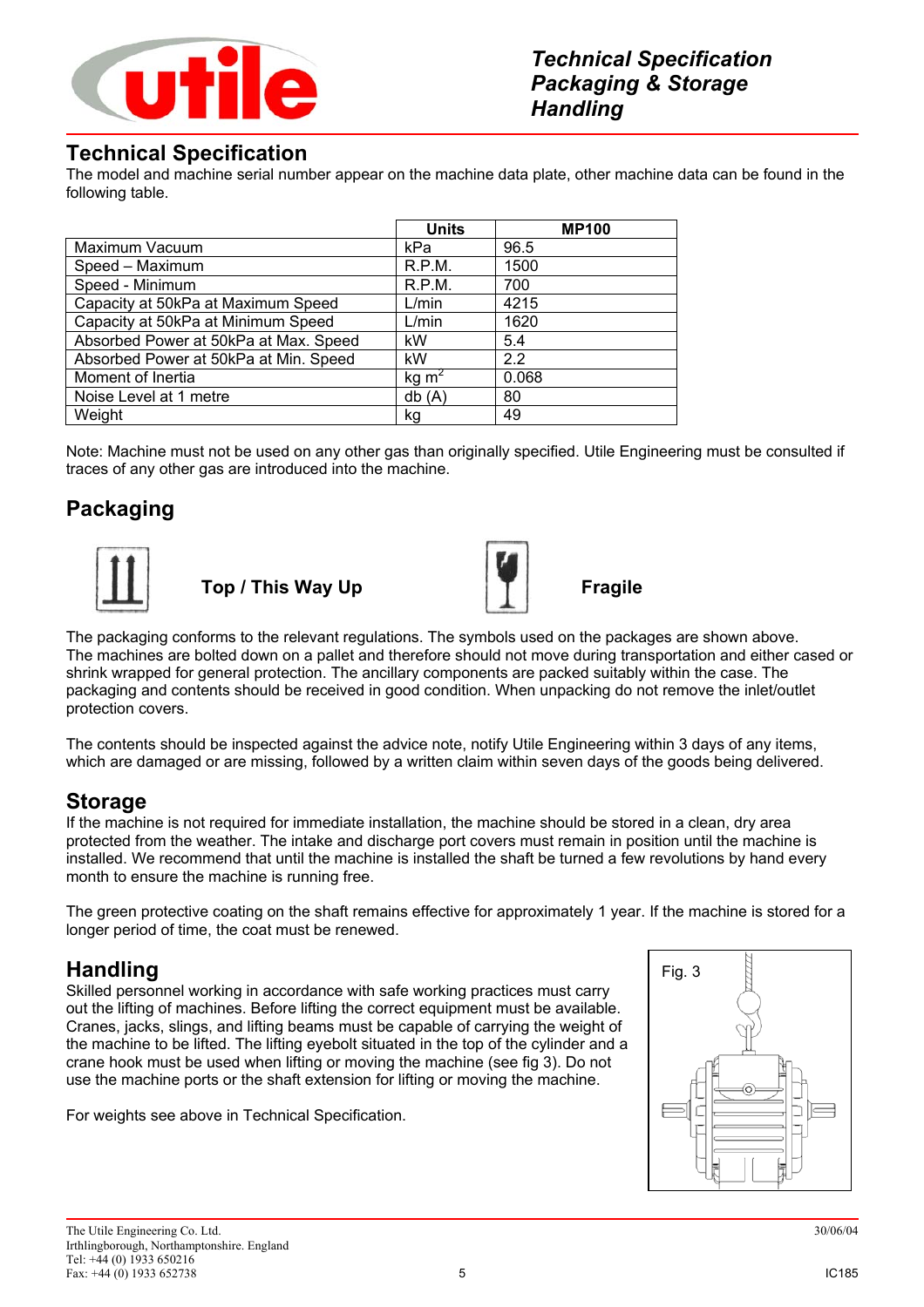# Technical Specification

The model and machine serial number appear on the machine data plate, other machine data can be found in the following table.

| | Units | MP100 |
|---|---|---|
| Maximum Vacuum | kPa | 96.5 |
| Speed – Maximum | R.P.M. | 1500 |
| Speed - Minimum | R.P.M. | 700 |
| Capacity at 50kPa at Maximum Speed | L/min | 4215 |
| Capacity at 50kPa at Minimum Speed | L/min | 1620 |
| Absorbed Power at 50kPa at Max. Speed | kW | 5.4 |
| Absorbed Power at 50kPa at Min. Speed | kW | 2.2 |
| Moment of Inertia | kg $m^2$ | 0.068 |
| Noise Level at 1 metre | db (A) | 80 |
| Weight | kg | 49 |

Note: Machine must not be used on any other gas than originally specified. Utile Engineering must be consulted if traces of any other gas are introduced into the machine.

## Packaging

**Top / This Way Up**

**Fragile**

The packaging conforms to the relevant regulations. The symbols used on the packages are shown above. The machines are bolted down on a pallet and therefore should not move during transportation and either cased or shrink wrapped for general protection. The ancillary components are packed suitably within the case. The packaging and contents should be received in good condition. When unpacking do not remove the inlet/outlet protection covers.

The contents should be inspected against the advice note, notify Utile Engineering within 3 days of any items, which are damaged or are missing, followed by a written claim within seven days of the goods being delivered.

## Storage

If the machine is not required for immediate installation, the machine should be stored in a clean, dry area protected from the weather. The intake and discharge port covers must remain in position until the machine is installed. We recommend that until the machine is installed the shaft be turned a few revolutions by hand every month to ensure the machine is running free.

The green protective coating on the shaft remains effective for approximately 1 year. If the machine is stored for a longer period of time, the coat must be renewed.

## Handling

Skilled personnel working in accordance with safe working practices must carry out the lifting of machines. Before lifting the correct equipment must be available. Cranes, jacks, slings, and lifting beams must be capable of carrying the weight of the machine to be lifted. The lifting eyebolt situated in the top of the cylinder and a crane hook must be used when lifting or moving the machine (see fig 3). Do not use the machine ports or the shaft extension for lifting or moving the machine.

For weights see above in Technical Specification.

Fig. 3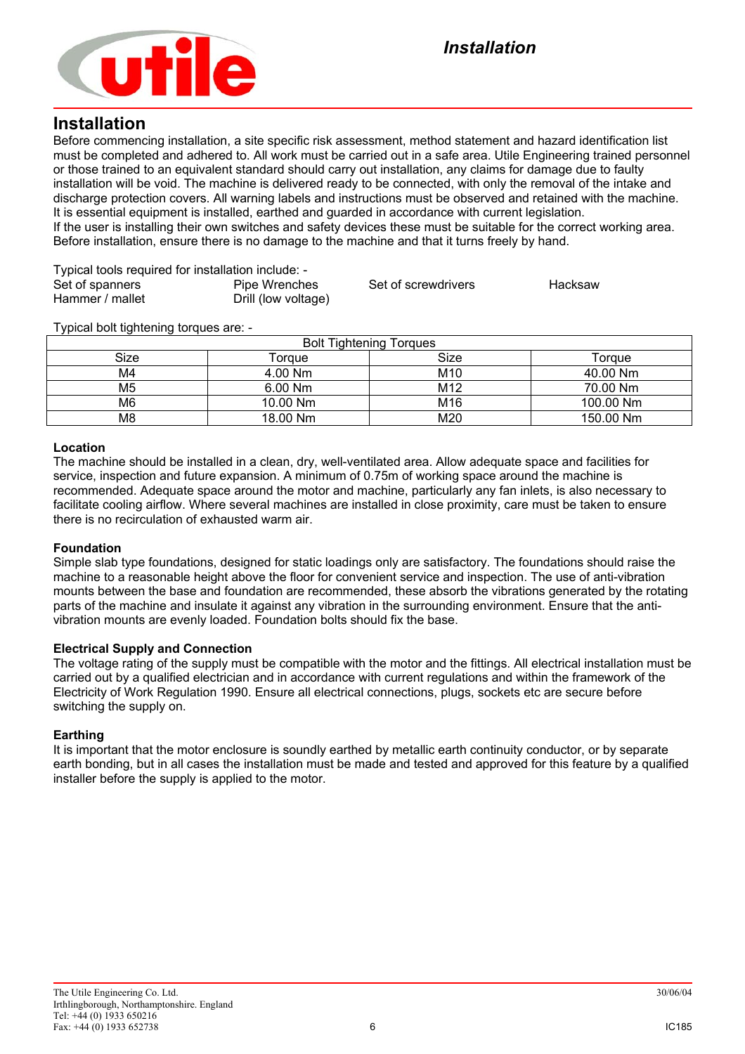## Installation

Before commencing installation, a site specific risk assessment, method statement and hazard identification list must be completed and adhered to. All work must be carried out in a safe area. Utile Engineering trained personnel or those trained to an equivalent standard should carry out installation, any claims for damage due to faulty installation will be void. The machine is delivered ready to be connected, with only the removal of the intake and discharge protection covers. All warning labels and instructions must be observed and retained with the machine. It is essential equipment is installed, earthed and guarded in accordance with current legislation.
If the user is installing their own switches and safety devices these must be suitable for the correct working area. Before installation, ensure there is no damage to the machine and that it turns freely by hand.

Typical tools required for installation include: -

| | | | |
|---|---|---|---|
| Set of spanners | Pipe Wrenches | Set of screwdrivers | Hacksaw |
| Hammer / mallet | Drill (low voltage) | | |

Typical bolt tightening torques are: -

| Bolt Tightening Torques | | | |
|---|---|---|---|
| Size | Torque | Size | Torque |
| M4 | 4.00 Nm | M10 | 40.00 Nm |
| M5 | 6.00 Nm | M12 | 70.00 Nm |
| M6 | 10.00 Nm | M16 | 100.00 Nm |
| M8 | 18.00 Nm | M20 | 150.00 Nm |

**Location**

The machine should be installed in a clean, dry, well-ventilated area. Allow adequate space and facilities for service, inspection and future expansion. A minimum of 0.75m of working space around the machine is recommended. Adequate space around the motor and machine, particularly any fan inlets, is also necessary to facilitate cooling airflow. Where several machines are installed in close proximity, care must be taken to ensure there is no recirculation of exhausted warm air.

**Foundation**

Simple slab type foundations, designed for static loadings only are satisfactory. The foundations should raise the machine to a reasonable height above the floor for convenient service and inspection. The use of anti-vibration mounts between the base and foundation are recommended, these absorb the vibrations generated by the rotating parts of the machine and insulate it against any vibration in the surrounding environment. Ensure that the anti-vibration mounts are evenly loaded. Foundation bolts should fix the base.

**Electrical Supply and Connection**

The voltage rating of the supply must be compatible with the motor and the fittings. All electrical installation must be carried out by a qualified electrician and in accordance with current regulations and within the framework of the Electricity of Work Regulation 1990. Ensure all electrical connections, plugs, sockets etc are secure before switching the supply on.

**Earthing**

It is important that the motor enclosure is soundly earthed by metallic earth continuity conductor, or by separate earth bonding, but in all cases the installation must be made and tested and approved for this feature by a qualified installer before the supply is applied to the motor.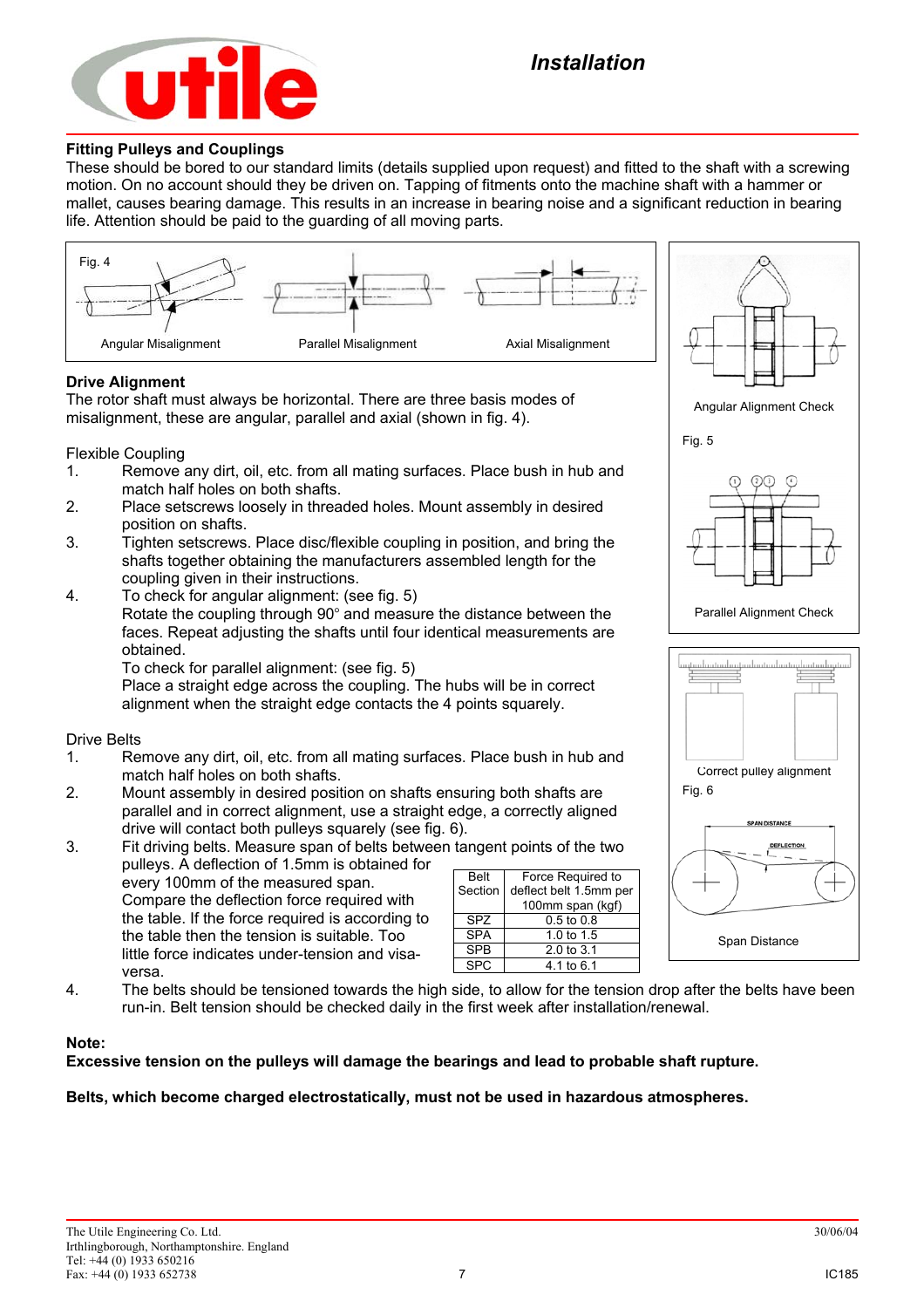## Fitting Pulleys and Couplings

These should be bored to our standard limits (details supplied upon request) and fitted to the shaft with a screwing motion. On no account should they be driven on. Tapping of fitments onto the machine shaft with a hammer or mallet, causes bearing damage. This results in an increase in bearing noise and a significant reduction in bearing life. Attention should be paid to the guarding of all moving parts.

Fig. 4

Angular Misalignment    Parallel Misalignment    Axial Misalignment

## Drive Alignment

The rotor shaft must always be horizontal. There are three basis modes of misalignment, these are angular, parallel and axial (shown in fig. 4).

Flexible Coupling

1. Remove any dirt, oil, etc. from all mating surfaces. Place bush in hub and match half holes on both shafts.
2. Place setscrews loosely in threaded holes. Mount assembly in desired position on shafts.
3. Tighten setscrews. Place disc/flexible coupling in position, and bring the shafts together obtaining the manufacturers assembled length for the coupling given in their instructions.
4. To check for angular alignment: (see fig. 5)
   Rotate the coupling through 90° and measure the distance between the faces. Repeat adjusting the shafts until four identical measurements are obtained.
   To check for parallel alignment: (see fig. 5)
   Place a straight edge across the coupling. The hubs will be in correct alignment when the straight edge contacts the 4 points squarely.

Angular Alignment Check

Fig. 5

Parallel Alignment Check

Drive Belts

1. Remove any dirt, oil, etc. from all mating surfaces. Place bush in hub and match half holes on both shafts.
2. Mount assembly in desired position on shafts ensuring both shafts are parallel and in correct alignment, use a straight edge, a correctly aligned drive will contact both pulleys squarely (see fig. 6).
3. Fit driving belts. Measure span of belts between tangent points of the two pulleys. A deflection of 1.5mm is obtained for every 100mm of the measured span. Compare the deflection force required with the table. If the force required is according to the table then the tension is suitable. Too little force indicates under-tension and visa-versa.

| Belt Section | Force Required to deflect belt 1.5mm per 100mm span (kgf) |
|---|---|
| SPZ | 0.5 to 0.8 |
| SPA | 1.0 to 1.5 |
| SPB | 2.0 to 3.1 |
| SPC | 4.1 to 6.1 |

4. The belts should be tensioned towards the high side, to allow for the tension drop after the belts have been run-in. Belt tension should be checked daily in the first week after installation/renewal.

Correct pulley alignment

Fig. 6

SPAN DISTANCE

DEFLECTION

Span Distance

**Note:**

**Excessive tension on the pulleys will damage the bearings and lead to probable shaft rupture.**

**Belts, which become charged electrostatically, must not be used in hazardous atmospheres.**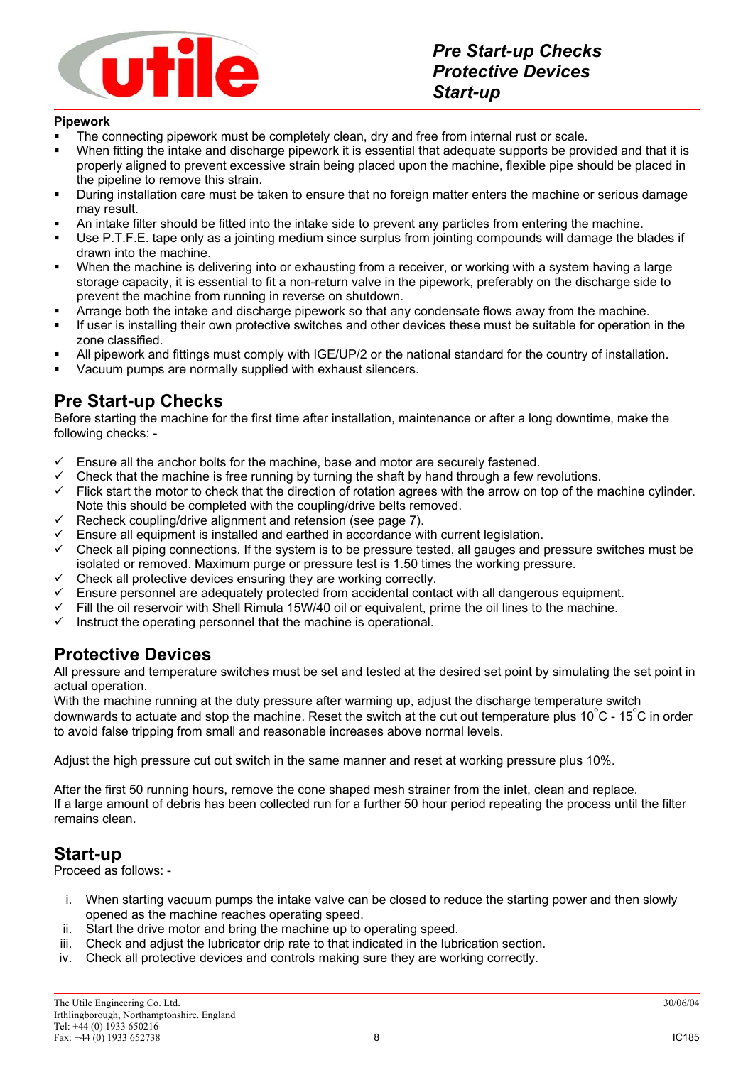**Pipework**

- The connecting pipework must be completely clean, dry and free from internal rust or scale.
- When fitting the intake and discharge pipework it is essential that adequate supports be provided and that it is properly aligned to prevent excessive strain being placed upon the machine, flexible pipe should be placed in the pipeline to remove this strain.
- During installation care must be taken to ensure that no foreign matter enters the machine or serious damage may result.
- An intake filter should be fitted into the intake side to prevent any particles from entering the machine.
- Use P.T.F.E. tape only as a jointing medium since surplus from jointing compounds will damage the blades if drawn into the machine.
- When the machine is delivering into or exhausting from a receiver, or working with a system having a large storage capacity, it is essential to fit a non-return valve in the pipework, preferably on the discharge side to prevent the machine from running in reverse on shutdown.
- Arrange both the intake and discharge pipework so that any condensate flows away from the machine.
- If user is installing their own protective switches and other devices these must be suitable for operation in the zone classified.
- All pipework and fittings must comply with IGE/UP/2 or the national standard for the country of installation.
- Vacuum pumps are normally supplied with exhaust silencers.

## Pre Start-up Checks

Before starting the machine for the first time after installation, maintenance or after a long downtime, make the following checks: -

- ✓ Ensure all the anchor bolts for the machine, base and motor are securely fastened.
- ✓ Check that the machine is free running by turning the shaft by hand through a few revolutions.
- ✓ Flick start the motor to check that the direction of rotation agrees with the arrow on top of the machine cylinder. Note this should be completed with the coupling/drive belts removed.
- ✓ Recheck coupling/drive alignment and retension (see page 7).
- ✓ Ensure all equipment is installed and earthed in accordance with current legislation.
- ✓ Check all piping connections. If the system is to be pressure tested, all gauges and pressure switches must be isolated or removed. Maximum purge or pressure test is 1.50 times the working pressure.
- ✓ Check all protective devices ensuring they are working correctly.
- ✓ Ensure personnel are adequately protected from accidental contact with all dangerous equipment.
- ✓ Fill the oil reservoir with Shell Rimula 15W/40 oil or equivalent, prime the oil lines to the machine.
- ✓ Instruct the operating personnel that the machine is operational.

## Protective Devices

All pressure and temperature switches must be set and tested at the desired set point by simulating the set point in actual operation.
With the machine running at the duty pressure after warming up, adjust the discharge temperature switch downwards to actuate and stop the machine. Reset the switch at the cut out temperature plus 10°C - 15°C in order to avoid false tripping from small and reasonable increases above normal levels.

Adjust the high pressure cut out switch in the same manner and reset at working pressure plus 10%.

After the first 50 running hours, remove the cone shaped mesh strainer from the inlet, clean and replace.
If a large amount of debris has been collected run for a further 50 hour period repeating the process until the filter remains clean.

## Start-up

Proceed as follows: -

i. When starting vacuum pumps the intake valve can be closed to reduce the starting power and then slowly opened as the machine reaches operating speed.
ii. Start the drive motor and bring the machine up to operating speed.
iii. Check and adjust the lubricator drip rate to that indicated in the lubrication section.
iv. Check all protective devices and controls making sure they are working correctly.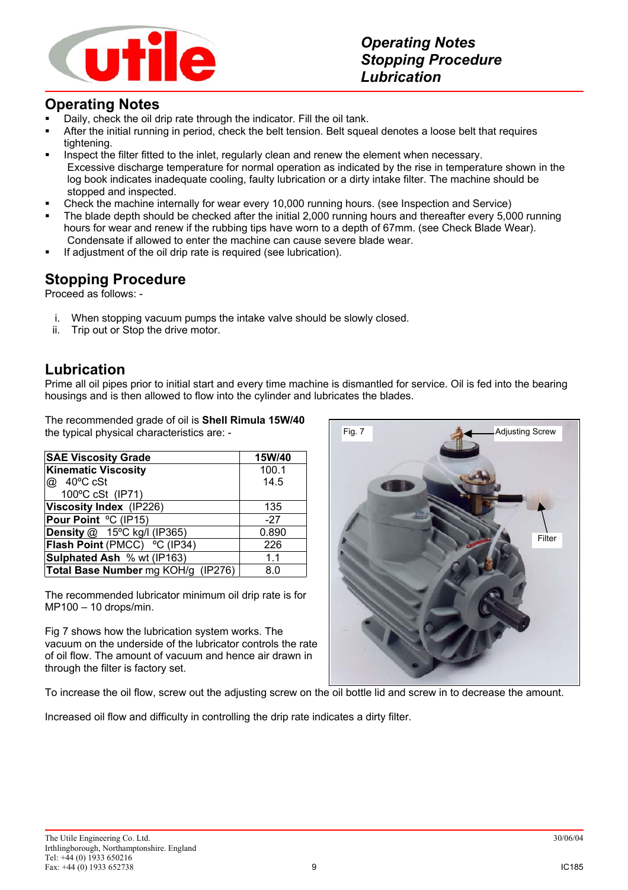## Operating Notes

- Daily, check the oil drip rate through the indicator. Fill the oil tank.
- After the initial running in period, check the belt tension. Belt squeal denotes a loose belt that requires tightening.
- Inspect the filter fitted to the inlet, regularly clean and renew the element when necessary.
  Excessive discharge temperature for normal operation as indicated by the rise in temperature shown in the log book indicates inadequate cooling, faulty lubrication or a dirty intake filter. The machine should be stopped and inspected.
- Check the machine internally for wear every 10,000 running hours. (see Inspection and Service)
- The blade depth should be checked after the initial 2,000 running hours and thereafter every 5,000 running hours for wear and renew if the rubbing tips have worn to a depth of 67mm. (see Check Blade Wear).
  Condensate if allowed to enter the machine can cause severe blade wear.
- If adjustment of the oil drip rate is required (see lubrication).

## Stopping Procedure

Proceed as follows: -

i. When stopping vacuum pumps the intake valve should be slowly closed.
ii. Trip out or Stop the drive motor.

## Lubrication

Prime all oil pipes prior to initial start and every time machine is dismantled for service. Oil is fed into the bearing housings and is then allowed to flow into the cylinder and lubricates the blades.

The recommended grade of oil is **Shell Rimula 15W/40** the typical physical characteristics are: -

| **SAE Viscosity Grade** | **15W/40** |
|---|---|
| **Kinematic Viscosity**<br>@ 40ºC cSt<br>100ºC cSt (IP71) | 100.1<br>14.5 |
| **Viscosity Index** (IP226) | 135 |
| **Pour Point** ºC (IP15) | -27 |
| **Density** @ 15ºC kg/l (IP365) | 0.890 |
| **Flash Point** (PMCC) ºC (IP34) | 226 |
| **Sulphated Ash** % wt (IP163) | 1.1 |
| **Total Base Number** mg KOH/g (IP276) | 8.0 |

The recommended lubricator minimum oil drip rate is for MP100 – 10 drops/min.

Fig 7 shows how the lubrication system works. The vacuum on the underside of the lubricator controls the rate of oil flow. The amount of vacuum and hence air drawn in through the filter is factory set.

Fig. 7 (Adjusting Screw; Filter)

To increase the oil flow, screw out the adjusting screw on the oil bottle lid and screw in to decrease the amount.

Increased oil flow and difficulty in controlling the drip rate indicates a dirty filter.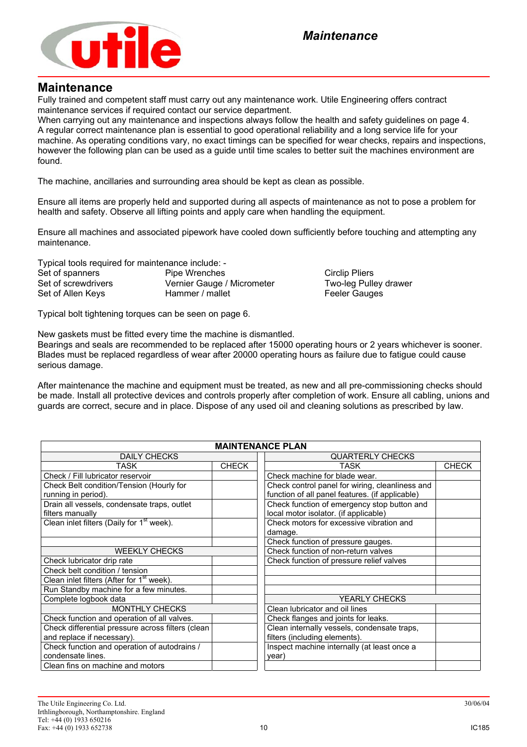# Maintenance

Fully trained and competent staff must carry out any maintenance work. Utile Engineering offers contract maintenance services if required contact our service department.
When carrying out any maintenance and inspections always follow the health and safety guidelines on page 4.
A regular correct maintenance plan is essential to good operational reliability and a long service life for your machine. As operating conditions vary, no exact timings can be specified for wear checks, repairs and inspections, however the following plan can be used as a guide until time scales to better suit the machines environment are found.

The machine, ancillaries and surrounding area should be kept as clean as possible.

Ensure all items are properly held and supported during all aspects of maintenance as not to pose a problem for health and safety. Observe all lifting points and apply care when handling the equipment.

Ensure all machines and associated pipework have cooled down sufficiently before touching and attempting any maintenance.

Typical tools required for maintenance include: -

| | | |
|---|---|---|
| Set of spanners | Pipe Wrenches | Circlip Pliers |
| Set of screwdrivers | Vernier Gauge / Micrometer | Two-leg Pulley drawer |
| Set of Allen Keys | Hammer / mallet | Feeler Gauges |

Typical bolt tightening torques can be seen on page 6.

New gaskets must be fitted every time the machine is dismantled.
Bearings and seals are recommended to be replaced after 15000 operating hours or 2 years whichever is sooner.
Blades must be replaced regardless of wear after 20000 operating hours as failure due to fatigue could cause serious damage.

After maintenance the machine and equipment must be treated, as new and all pre-commissioning checks should be made. Install all protective devices and controls properly after completion of work. Ensure all cabling, unions and guards are correct, secure and in place. Dispose of any used oil and cleaning solutions as prescribed by law.

**MAINTENANCE PLAN**

| DAILY CHECKS | | QUARTERLY CHECKS | |
|---|---|---|---|
| TASK | CHECK | TASK | CHECK |
| Check / Fill lubricator reservoir | | Check machine for blade wear. | |
| Check Belt condition/Tension (Hourly for running in period). | | Check control panel for wiring, cleanliness and function of all panel features. (if applicable) | |
| Drain all vessels, condensate traps, outlet filters manually | | Check function of emergency stop button and local motor isolator. (if applicable) | |
| Clean inlet filters (Daily for 1st week). | | Check motors for excessive vibration and damage. | |
| | | Check function of pressure gauges. | |
| WEEKLY CHECKS | | Check function of non-return valves | |
| Check lubricator drip rate | | Check function of pressure relief valves | |
| Check belt condition / tension | | | |
| Clean inlet filters (After for 1st week). | | | |
| Run Standby machine for a few minutes. | | | |
| Complete logbook data | | YEARLY CHECKS | |
| MONTHLY CHECKS | | Clean lubricator and oil lines | |
| Check function and operation of all valves. | | Check flanges and joints for leaks. | |
| Check differential pressure across filters (clean and replace if necessary). | | Clean internally vessels, condensate traps, filters (including elements). | |
| Check function and operation of autodrains / condensate lines. | | Inspect machine internally (at least once a year) | |
| Clean fins on machine and motors | | | |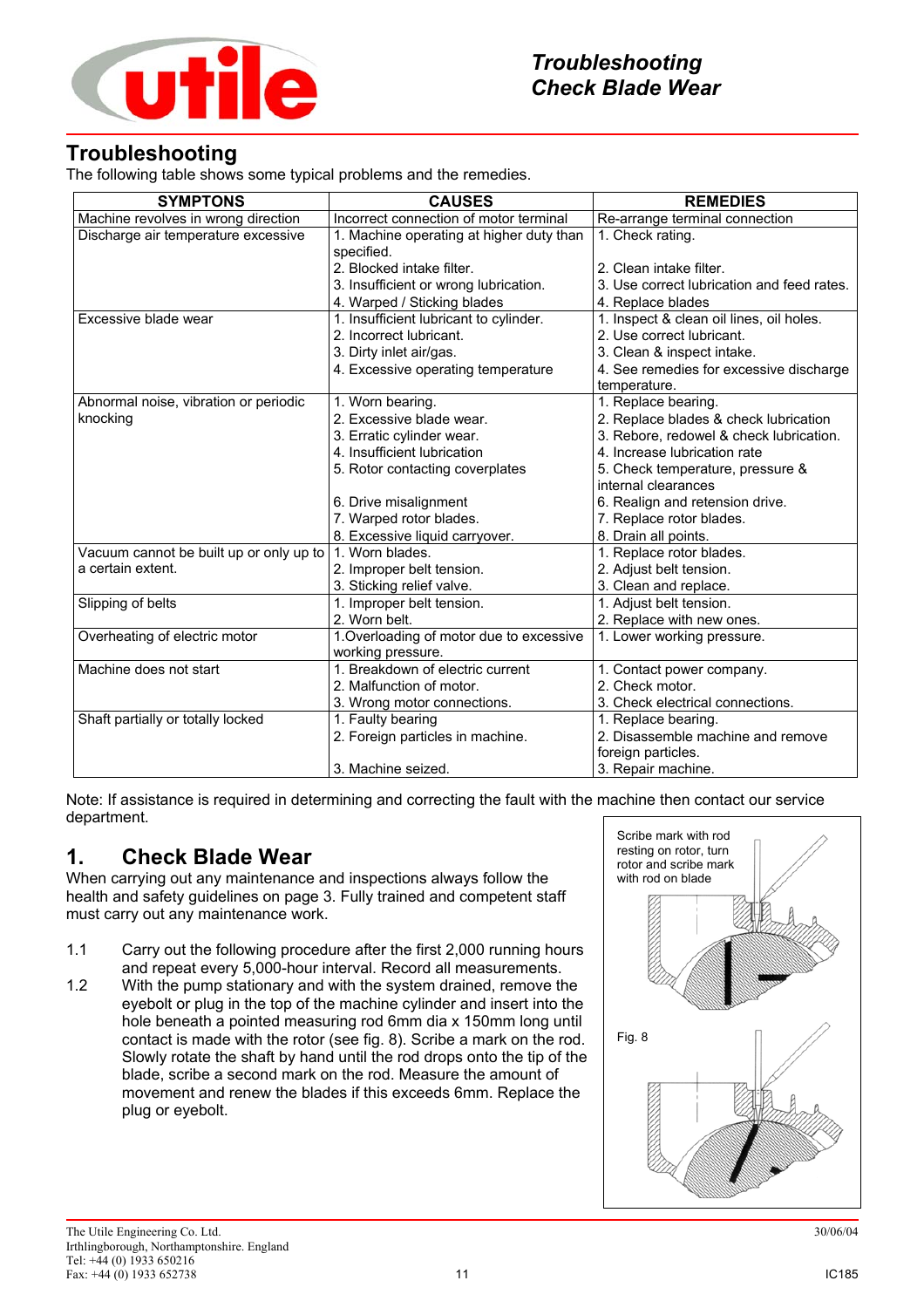## Troubleshooting

The following table shows some typical problems and the remedies.

| SYMPTONS | CAUSES | REMEDIES |
|---|---|---|
| Machine revolves in wrong direction | Incorrect connection of motor terminal | Re-arrange terminal connection |
| Discharge air temperature excessive | 1. Machine operating at higher duty than specified.<br>2. Blocked intake filter.<br>3. Insufficient or wrong lubrication.<br>4. Warped / Sticking blades | 1. Check rating.<br>2. Clean intake filter.<br>3. Use correct lubrication and feed rates.<br>4. Replace blades |
| Excessive blade wear | 1. Insufficient lubricant to cylinder.<br>2. Incorrect lubricant.<br>3. Dirty inlet air/gas.<br>4. Excessive operating temperature | 1. Inspect & clean oil lines, oil holes.<br>2. Use correct lubricant.<br>3. Clean & inspect intake.<br>4. See remedies for excessive discharge temperature. |
| Abnormal noise, vibration or periodic knocking | 1. Worn bearing.<br>2. Excessive blade wear.<br>3. Erratic cylinder wear.<br>4. Insufficient lubrication<br>5. Rotor contacting coverplates<br>6. Drive misalignment<br>7. Warped rotor blades.<br>8. Excessive liquid carryover. | 1. Replace bearing.<br>2. Replace blades & check lubrication<br>3. Rebore, redowel & check lubrication.<br>4. Increase lubrication rate<br>5. Check temperature, pressure & internal clearances<br>6. Realign and retension drive.<br>7. Replace rotor blades.<br>8. Drain all points. |
| Vacuum cannot be built up or only up to a certain extent. | 1. Worn blades.<br>2. Improper belt tension.<br>3. Sticking relief valve. | 1. Replace rotor blades.<br>2. Adjust belt tension.<br>3. Clean and replace. |
| Slipping of belts | 1. Improper belt tension.<br>2. Worn belt. | 1. Adjust belt tension.<br>2. Replace with new ones. |
| Overheating of electric motor | 1.Overloading of motor due to excessive working pressure. | 1. Lower working pressure. |
| Machine does not start | 1. Breakdown of electric current<br>2. Malfunction of motor.<br>3. Wrong motor connections. | 1. Contact power company.<br>2. Check motor.<br>3. Check electrical connections. |
| Shaft partially or totally locked | 1. Faulty bearing<br>2. Foreign particles in machine.<br>3. Machine seized. | 1. Replace bearing.<br>2. Disassemble machine and remove foreign particles.<br>3. Repair machine. |

Note: If assistance is required in determining and correcting the fault with the machine then contact our service department.

## 1. Check Blade Wear

When carrying out any maintenance and inspections always follow the health and safety guidelines on page 3. Fully trained and competent staff must carry out any maintenance work.

1.1 Carry out the following procedure after the first 2,000 running hours and repeat every 5,000-hour interval. Record all measurements.

1.2 With the pump stationary and with the system drained, remove the eyebolt or plug in the top of the machine cylinder and insert into the hole beneath a pointed measuring rod 6mm dia x 150mm long until contact is made with the rotor (see fig. 8). Scribe a mark on the rod. Slowly rotate the shaft by hand until the rod drops onto the tip of the blade, scribe a second mark on the rod. Measure the amount of movement and renew the blades if this exceeds 6mm. Replace the plug or eyebolt.

Scribe mark with rod resting on rotor, turn rotor and scribe mark with rod on blade

Fig. 8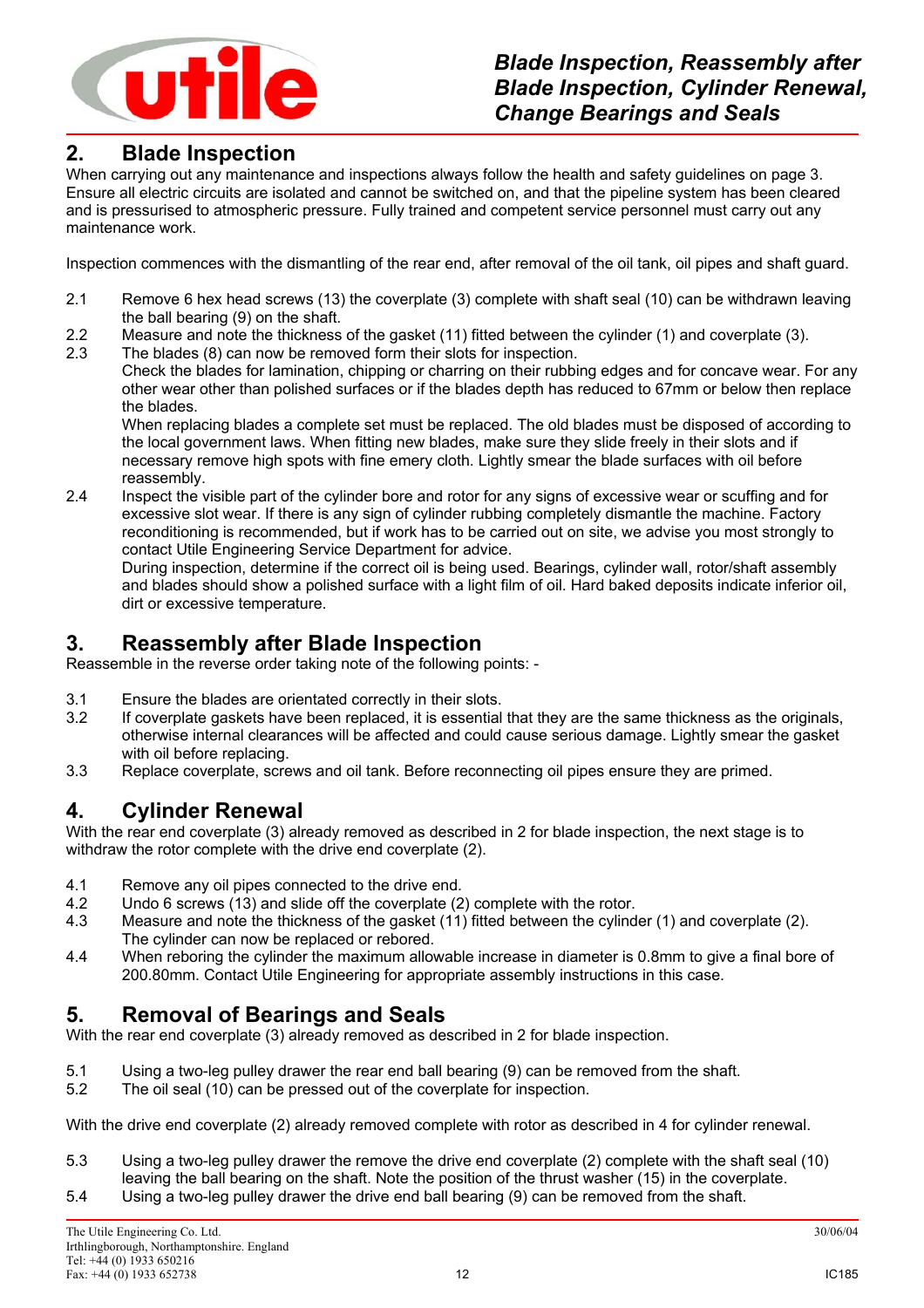## 2. Blade Inspection

When carrying out any maintenance and inspections always follow the health and safety guidelines on page 3. Ensure all electric circuits are isolated and cannot be switched on, and that the pipeline system has been cleared and is pressurised to atmospheric pressure. Fully trained and competent service personnel must carry out any maintenance work.

Inspection commences with the dismantling of the rear end, after removal of the oil tank, oil pipes and shaft guard.

2.1 Remove 6 hex head screws (13) the coverplate (3) complete with shaft seal (10) can be withdrawn leaving the ball bearing (9) on the shaft.

2.2 Measure and note the thickness of the gasket (11) fitted between the cylinder (1) and coverplate (3).

2.3 The blades (8) can now be removed form their slots for inspection.
Check the blades for lamination, chipping or charring on their rubbing edges and for concave wear. For any other wear other than polished surfaces or if the blades depth has reduced to 67mm or below then replace the blades.
When replacing blades a complete set must be replaced. The old blades must be disposed of according to the local government laws. When fitting new blades, make sure they slide freely in their slots and if necessary remove high spots with fine emery cloth. Lightly smear the blade surfaces with oil before reassembly.

2.4 Inspect the visible part of the cylinder bore and rotor for any signs of excessive wear or scuffing and for excessive slot wear. If there is any sign of cylinder rubbing completely dismantle the machine. Factory reconditioning is recommended, but if work has to be carried out on site, we advise you most strongly to contact Utile Engineering Service Department for advice.
During inspection, determine if the correct oil is being used. Bearings, cylinder wall, rotor/shaft assembly and blades should show a polished surface with a light film of oil. Hard baked deposits indicate inferior oil, dirt or excessive temperature.

## 3. Reassembly after Blade Inspection

Reassemble in the reverse order taking note of the following points: -

3.1 Ensure the blades are orientated correctly in their slots.

3.2 If coverplate gaskets have been replaced, it is essential that they are the same thickness as the originals, otherwise internal clearances will be affected and could cause serious damage. Lightly smear the gasket with oil before replacing.

3.3 Replace coverplate, screws and oil tank. Before reconnecting oil pipes ensure they are primed.

## 4. Cylinder Renewal

With the rear end coverplate (3) already removed as described in 2 for blade inspection, the next stage is to withdraw the rotor complete with the drive end coverplate (2).

4.1 Remove any oil pipes connected to the drive end.

4.2 Undo 6 screws (13) and slide off the coverplate (2) complete with the rotor.

4.3 Measure and note the thickness of the gasket (11) fitted between the cylinder (1) and coverplate (2).
The cylinder can now be replaced or rebored.

4.4 When reboring the cylinder the maximum allowable increase in diameter is 0.8mm to give a final bore of 200.80mm. Contact Utile Engineering for appropriate assembly instructions in this case.

## 5. Removal of Bearings and Seals

With the rear end coverplate (3) already removed as described in 2 for blade inspection.

5.1 Using a two-leg pulley drawer the rear end ball bearing (9) can be removed from the shaft.

5.2 The oil seal (10) can be pressed out of the coverplate for inspection.

With the drive end coverplate (2) already removed complete with rotor as described in 4 for cylinder renewal.

5.3 Using a two-leg pulley drawer the remove the drive end coverplate (2) complete with the shaft seal (10) leaving the ball bearing on the shaft. Note the position of the thrust washer (15) in the coverplate.

5.4 Using a two-leg pulley drawer the drive end ball bearing (9) can be removed from the shaft.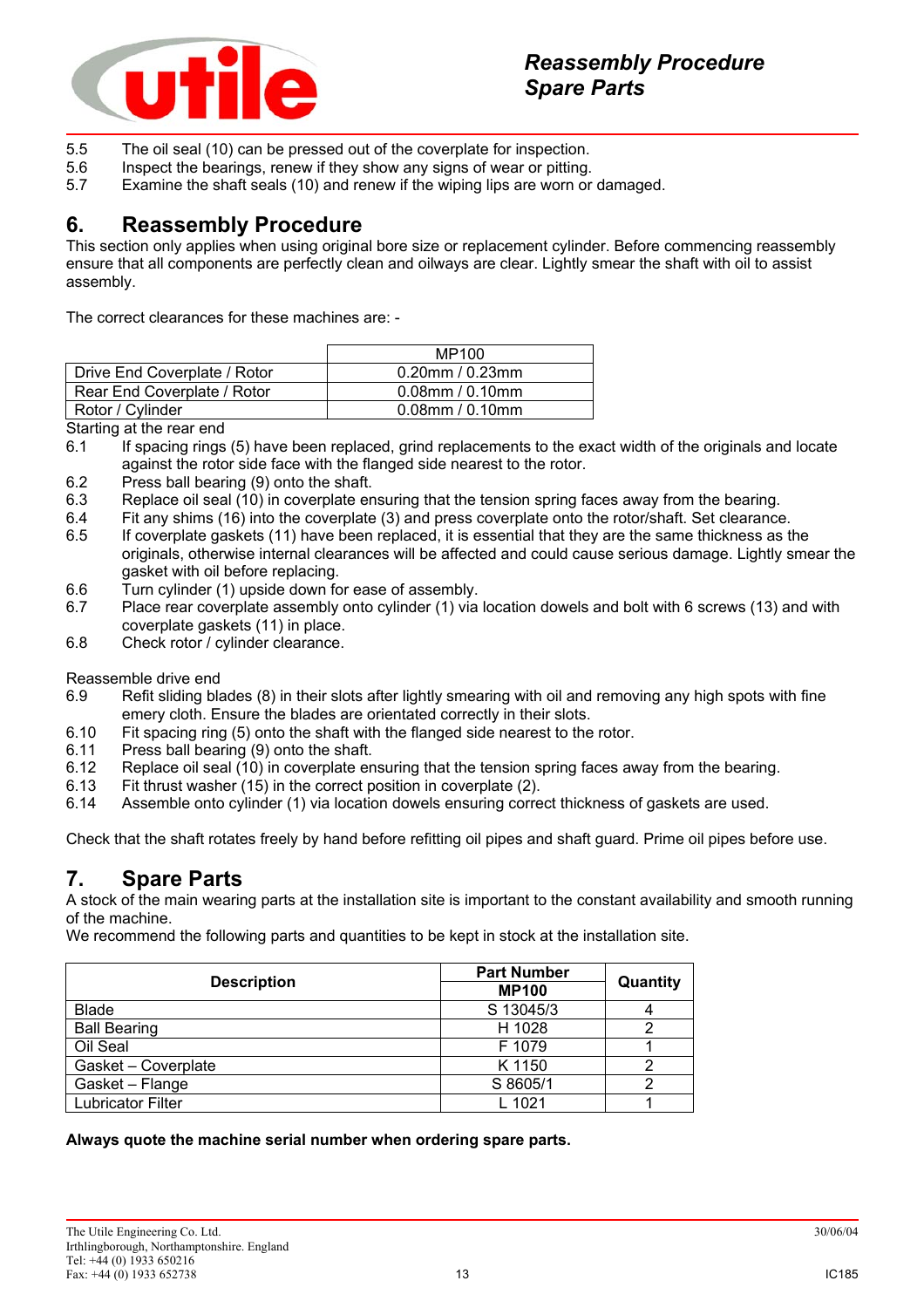5.5 The oil seal (10) can be pressed out of the coverplate for inspection.
5.6 Inspect the bearings, renew if they show any signs of wear or pitting.
5.7 Examine the shaft seals (10) and renew if the wiping lips are worn or damaged.

## 6. Reassembly Procedure

This section only applies when using original bore size or replacement cylinder. Before commencing reassembly ensure that all components are perfectly clean and oilways are clear. Lightly smear the shaft with oil to assist assembly.

The correct clearances for these machines are: -

| | MP100 |
|---|---|
| Drive End Coverplate / Rotor | 0.20mm / 0.23mm |
| Rear End Coverplate / Rotor | 0.08mm / 0.10mm |
| Rotor / Cylinder | 0.08mm / 0.10mm |

Starting at the rear end

6.1 If spacing rings (5) have been replaced, grind replacements to the exact width of the originals and locate against the rotor side face with the flanged side nearest to the rotor.
6.2 Press ball bearing (9) onto the shaft.
6.3 Replace oil seal (10) in coverplate ensuring that the tension spring faces away from the bearing.
6.4 Fit any shims (16) into the coverplate (3) and press coverplate onto the rotor/shaft. Set clearance.
6.5 If coverplate gaskets (11) have been replaced, it is essential that they are the same thickness as the originals, otherwise internal clearances will be affected and could cause serious damage. Lightly smear the gasket with oil before replacing.
6.6 Turn cylinder (1) upside down for ease of assembly.
6.7 Place rear coverplate assembly onto cylinder (1) via location dowels and bolt with 6 screws (13) and with coverplate gaskets (11) in place.
6.8 Check rotor / cylinder clearance.

Reassemble drive end

6.9 Refit sliding blades (8) in their slots after lightly smearing with oil and removing any high spots with fine emery cloth. Ensure the blades are orientated correctly in their slots.
6.10 Fit spacing ring (5) onto the shaft with the flanged side nearest to the rotor.
6.11 Press ball bearing (9) onto the shaft.
6.12 Replace oil seal (10) in coverplate ensuring that the tension spring faces away from the bearing.
6.13 Fit thrust washer (15) in the correct position in coverplate (2).
6.14 Assemble onto cylinder (1) via location dowels ensuring correct thickness of gaskets are used.

Check that the shaft rotates freely by hand before refitting oil pipes and shaft guard. Prime oil pipes before use.

## 7. Spare Parts

A stock of the main wearing parts at the installation site is important to the constant availability and smooth running of the machine.
We recommend the following parts and quantities to be kept in stock at the installation site.

| Description | Part Number | Quantity |
|---|---|---|
| | **MP100** | |
| Blade | S 13045/3 | 4 |
| Ball Bearing | H 1028 | 2 |
| Oil Seal | F 1079 | 1 |
| Gasket – Coverplate | K 1150 | 2 |
| Gasket – Flange | S 8605/1 | 2 |
| Lubricator Filter | L 1021 | 1 |

**Always quote the machine serial number when ordering spare parts.**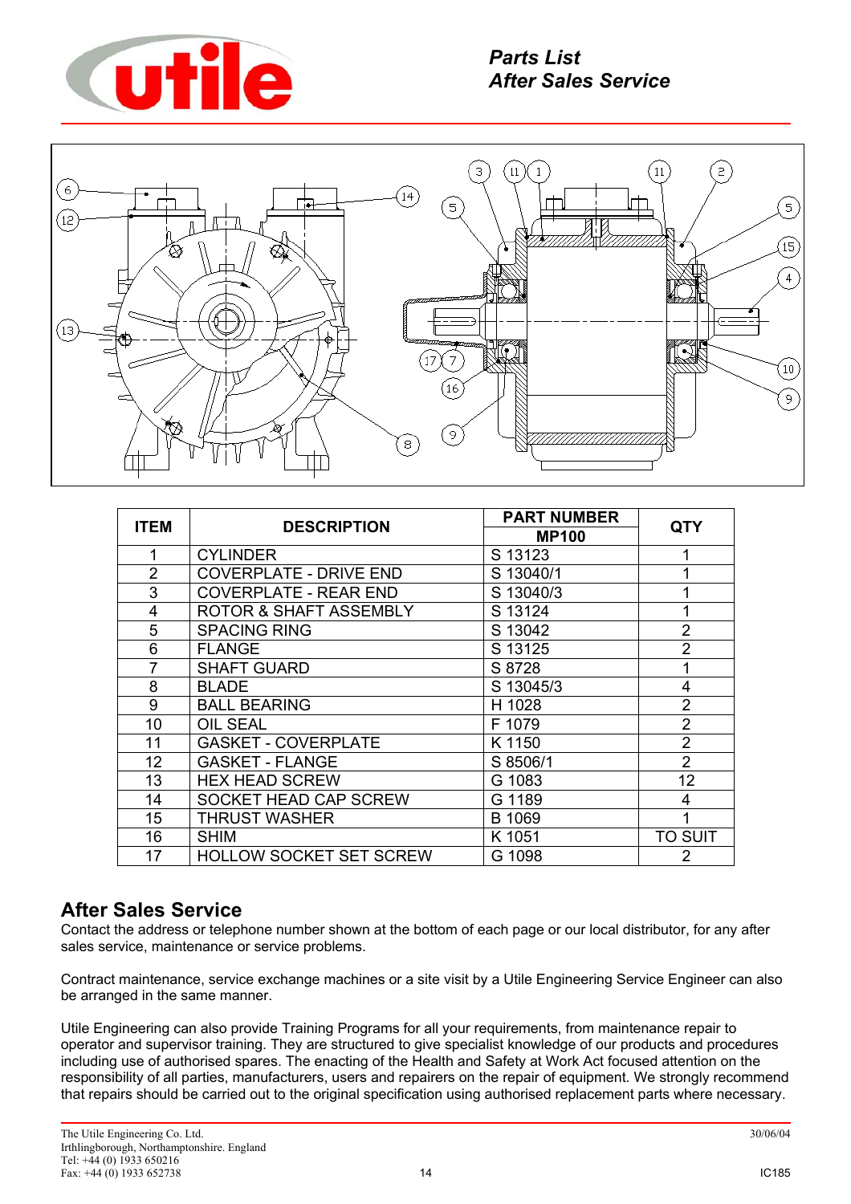# Parts List
# After Sales Service

| ITEM | DESCRIPTION | PART NUMBER | QTY |
|---|---|---|---|
| | | MP100 | |
| 1 | CYLINDER | S 13123 | 1 |
| 2 | COVERPLATE - DRIVE END | S 13040/1 | 1 |
| 3 | COVERPLATE - REAR END | S 13040/3 | 1 |
| 4 | ROTOR & SHAFT ASSEMBLY | S 13124 | 1 |
| 5 | SPACING RING | S 13042 | 2 |
| 6 | FLANGE | S 13125 | 2 |
| 7 | SHAFT GUARD | S 8728 | 1 |
| 8 | BLADE | S 13045/3 | 4 |
| 9 | BALL BEARING | H 1028 | 2 |
| 10 | OIL SEAL | F 1079 | 2 |
| 11 | GASKET - COVERPLATE | K 1150 | 2 |
| 12 | GASKET - FLANGE | S 8506/1 | 2 |
| 13 | HEX HEAD SCREW | G 1083 | 12 |
| 14 | SOCKET HEAD CAP SCREW | G 1189 | 4 |
| 15 | THRUST WASHER | B 1069 | 1 |
| 16 | SHIM | K 1051 | TO SUIT |
| 17 | HOLLOW SOCKET SET SCREW | G 1098 | 2 |

## After Sales Service

Contact the address or telephone number shown at the bottom of each page or our local distributor, for any after sales service, maintenance or service problems.

Contract maintenance, service exchange machines or a site visit by a Utile Engineering Service Engineer can also be arranged in the same manner.

Utile Engineering can also provide Training Programs for all your requirements, from maintenance repair to operator and supervisor training. They are structured to give specialist knowledge of our products and procedures including use of authorised spares. The enacting of the Health and Safety at Work Act focused attention on the responsibility of all parties, manufacturers, users and repairers on the repair of equipment. We strongly recommend that repairs should be carried out to the original specification using authorised replacement parts where necessary.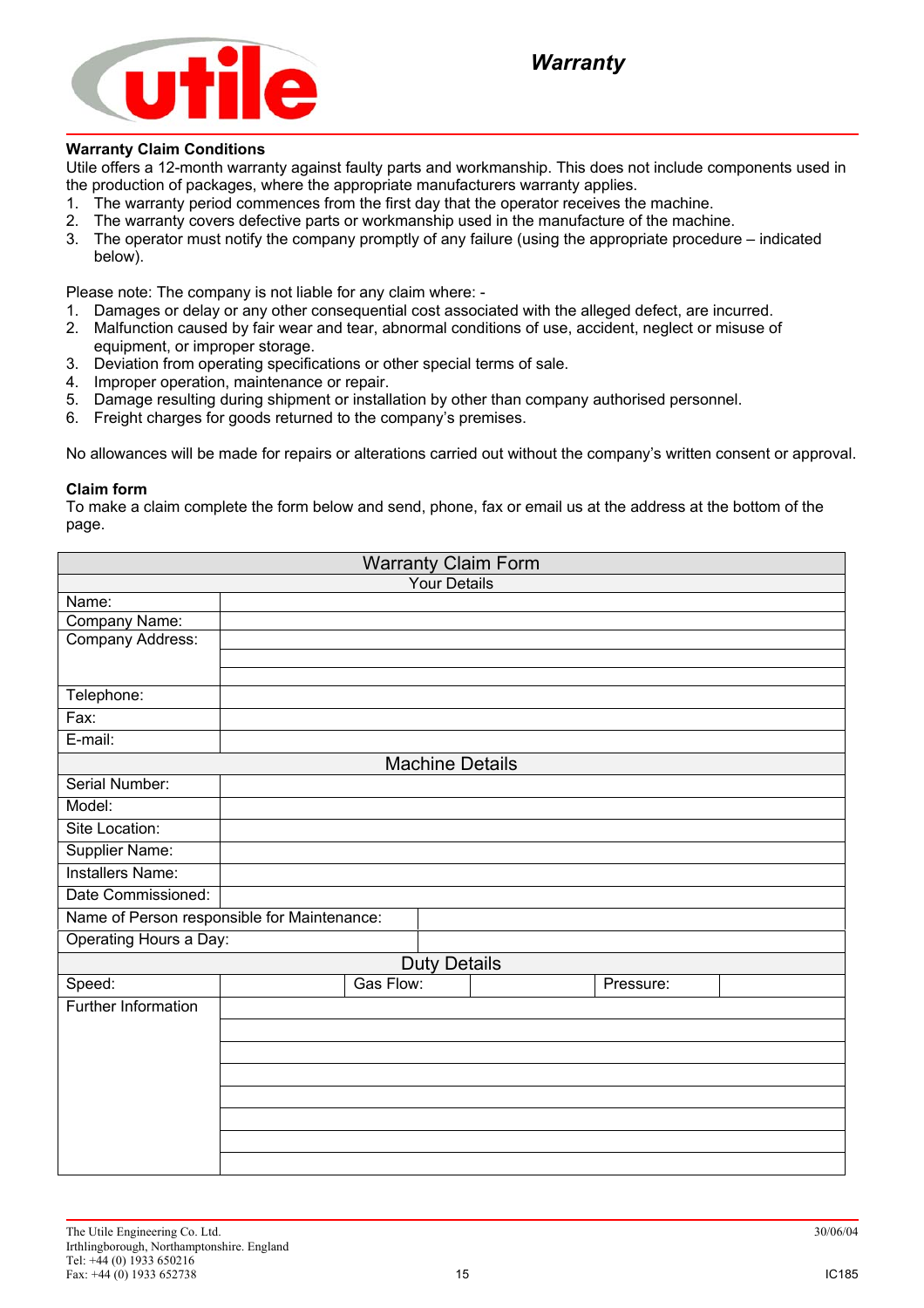# Warranty

**Warranty Claim Conditions**

Utile offers a 12-month warranty against faulty parts and workmanship. This does not include components used in the production of packages, where the appropriate manufacturers warranty applies.

1. The warranty period commences from the first day that the operator receives the machine.
2. The warranty covers defective parts or workmanship used in the manufacture of the machine.
3. The operator must notify the company promptly of any failure (using the appropriate procedure – indicated below).

Please note: The company is not liable for any claim where: -

1. Damages or delay or any other consequential cost associated with the alleged defect, are incurred.
2. Malfunction caused by fair wear and tear, abnormal conditions of use, accident, neglect or misuse of equipment, or improper storage.
3. Deviation from operating specifications or other special terms of sale.
4. Improper operation, maintenance or repair.
5. Damage resulting during shipment or installation by other than company authorised personnel.
6. Freight charges for goods returned to the company's premises.

No allowances will be made for repairs or alterations carried out without the company's written consent or approval.

**Claim form**

To make a claim complete the form below and send, phone, fax or email us at the address at the bottom of the page.

| Warranty Claim Form | | | | | |
|---|---|---|---|---|---|
| **Your Details** | | | | | |
| Name: | | | | | |
| Company Name: | | | | | |
| Company Address: | | | | | |
| | | | | | |
| | | | | | |
| Telephone: | | | | | |
| Fax: | | | | | |
| E-mail: | | | | | |
| **Machine Details** | | | | | |
| Serial Number: | | | | | |
| Model: | | | | | |
| Site Location: | | | | | |
| Supplier Name: | | | | | |
| Installers Name: | | | | | |
| Date Commissioned: | | | | | |
| Name of Person responsible for Maintenance: | | | | | |
| Operating Hours a Day: | | | | | |
| **Duty Details** | | | | | |
| Speed: | | Gas Flow: | | Pressure: | |
| Further Information | | | | | |
| | | | | | |
| | | | | | |
| | | | | | |
| | | | | | |
| | | | | | |
| | | | | | |
| | | | | | |

The Utile Engineering Co. Ltd.
Irthlingborough, Northamptonshire. England
Tel: +44 (0) 1933 650216
Fax: +44 (0) 1933 652738

30/06/04

IC185